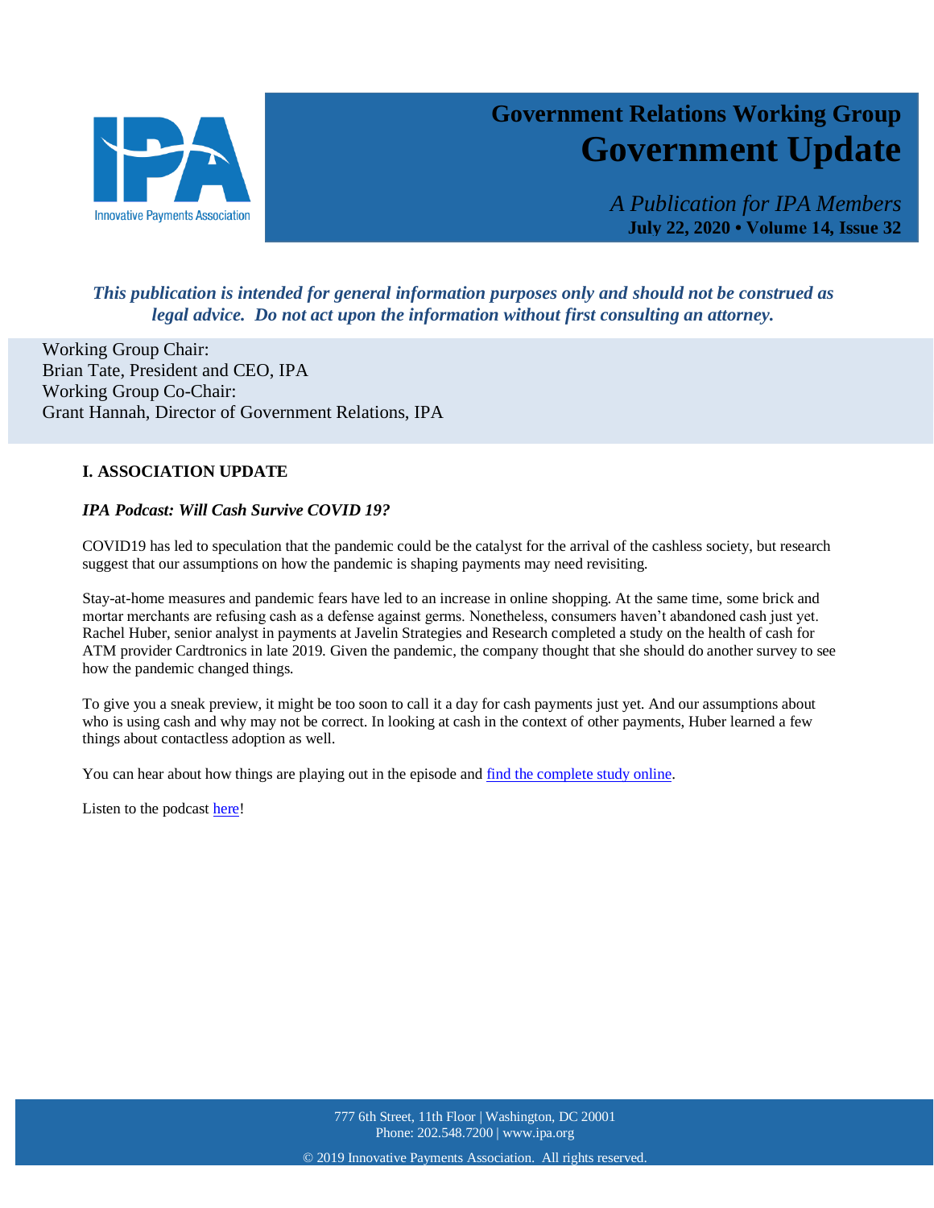# Government Relations Working Group
# Government Update

*A Publication for IPA Members*
**July 22, 2020 • Volume 14, Issue 32**

***This publication is intended for general information purposes only and should not be construed as legal advice. Do not act upon the information without first consulting an attorney.***

Working Group Chair:
Brian Tate, President and CEO, IPA
Working Group Co-Chair:
Grant Hannah, Director of Government Relations, IPA

## I. ASSOCIATION UPDATE

### *IPA Podcast: Will Cash Survive COVID 19?*

COVID19 has led to speculation that the pandemic could be the catalyst for the arrival of the cashless society, but research suggest that our assumptions on how the pandemic is shaping payments may need revisiting.

Stay-at-home measures and pandemic fears have led to an increase in online shopping. At the same time, some brick and mortar merchants are refusing cash as a defense against germs. Nonetheless, consumers haven't abandoned cash just yet. Rachel Huber, senior analyst in payments at Javelin Strategies and Research completed a study on the health of cash for ATM provider Cardtronics in late 2019. Given the pandemic, the company thought that she should do another survey to see how the pandemic changed things.

To give you a sneak preview, it might be too soon to call it a day for cash payments just yet. And our assumptions about who is using cash and why may not be correct. In looking at cash in the context of other payments, Huber learned a few things about contactless adoption as well.

You can hear about how things are playing out in the episode and find the complete study online.

Listen to the podcast here!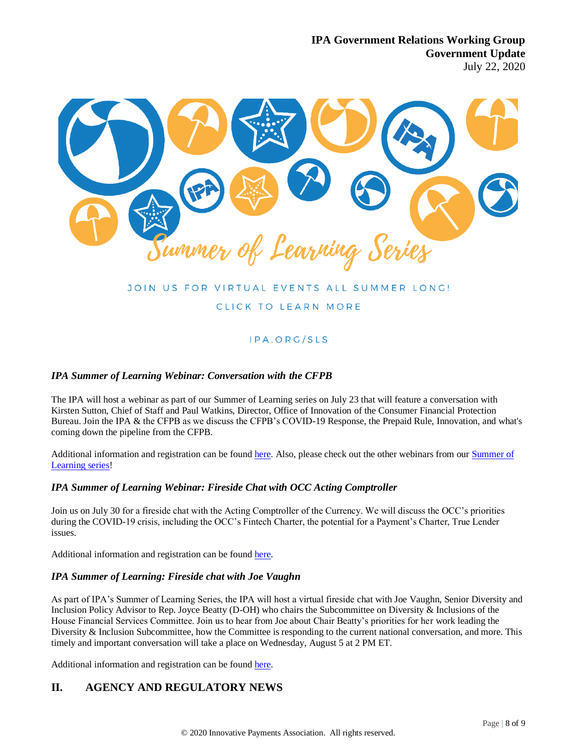Summer of Learning Series

JOIN US FOR VIRTUAL EVENTS ALL SUMMER LONG!

CLICK TO LEARN MORE

IPA.ORG/SLS

### *IPA Summer of Learning Webinar: Conversation with the CFPB*

The IPA will host a webinar as part of our Summer of Learning series on July 23 that will feature a conversation with Kirsten Sutton, Chief of Staff and Paul Watkins, Director, Office of Innovation of the Consumer Financial Protection Bureau. Join the IPA & the CFPB as we discuss the CFPB's COVID-19 Response, the Prepaid Rule, Innovation, and what's coming down the pipeline from the CFPB.

Additional information and registration can be found here. Also, please check out the other webinars from our Summer of Learning series!

### *IPA Summer of Learning Webinar: Fireside Chat with OCC Acting Comptroller*

Join us on July 30 for a fireside chat with the Acting Comptroller of the Currency. We will discuss the OCC's priorities during the COVID-19 crisis, including the OCC's Fintech Charter, the potential for a Payment's Charter, True Lender issues.

Additional information and registration can be found here.

### *IPA Summer of Learning: Fireside chat with Joe Vaughn*

As part of IPA's Summer of Learning Series, the IPA will host a virtual fireside chat with Joe Vaughn, Senior Diversity and Inclusion Policy Advisor to Rep. Joyce Beatty (D-OH) who chairs the Subcommittee on Diversity & Inclusions of the House Financial Services Committee. Join us to hear from Joe about Chair Beatty's priorities for her work leading the Diversity & Inclusion Subcommittee, how the Committee is responding to the current national conversation, and more. This timely and important conversation will take a place on Wednesday, August 5 at 2 PM ET.

Additional information and registration can be found here.

## II. AGENCY AND REGULATORY NEWS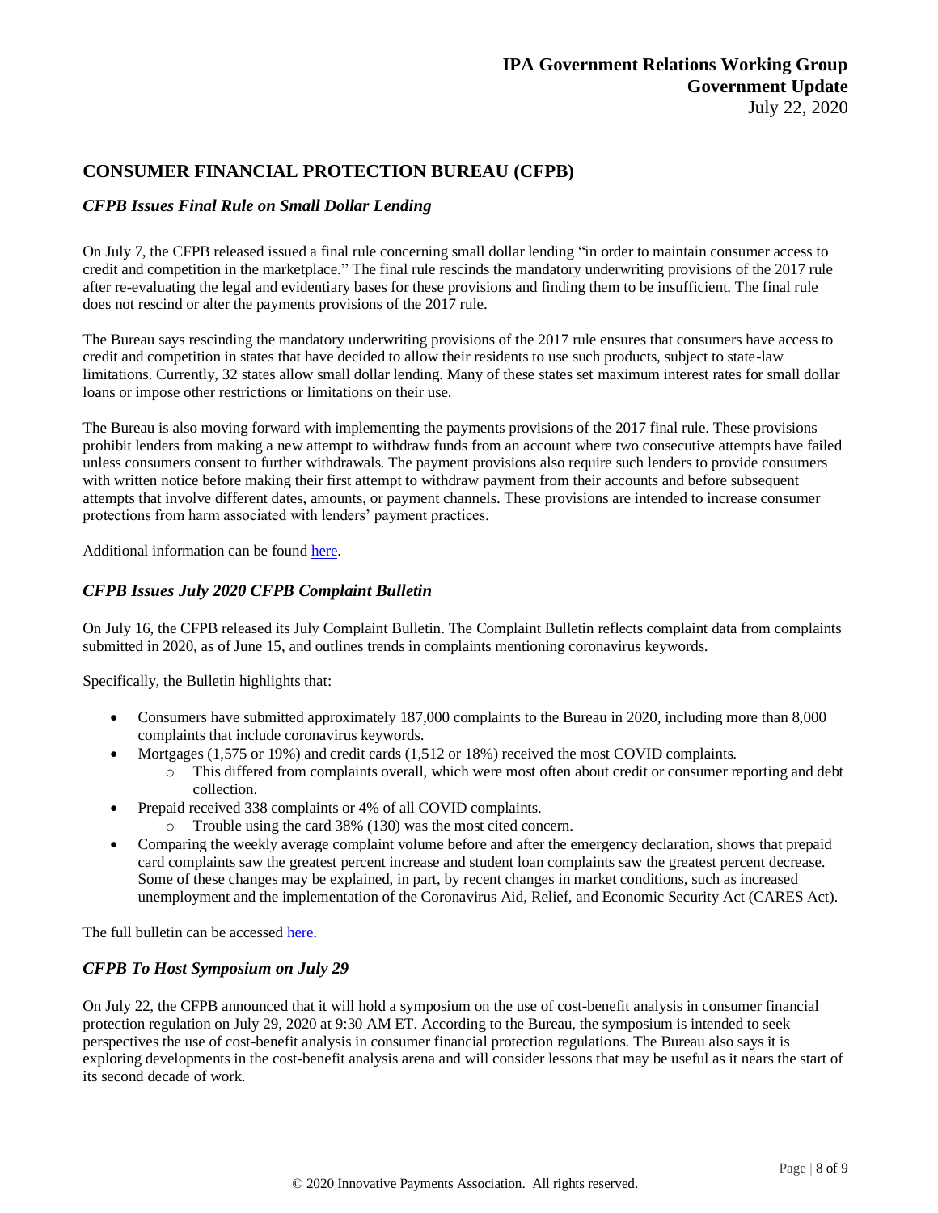## CONSUMER FINANCIAL PROTECTION BUREAU (CFPB)

### *CFPB Issues Final Rule on Small Dollar Lending*

On July 7, the CFPB released issued a final rule concerning small dollar lending "in order to maintain consumer access to credit and competition in the marketplace." The final rule rescinds the mandatory underwriting provisions of the 2017 rule after re-evaluating the legal and evidentiary bases for these provisions and finding them to be insufficient. The final rule does not rescind or alter the payments provisions of the 2017 rule.

The Bureau says rescinding the mandatory underwriting provisions of the 2017 rule ensures that consumers have access to credit and competition in states that have decided to allow their residents to use such products, subject to state-law limitations. Currently, 32 states allow small dollar lending. Many of these states set maximum interest rates for small dollar loans or impose other restrictions or limitations on their use.

The Bureau is also moving forward with implementing the payments provisions of the 2017 final rule. These provisions prohibit lenders from making a new attempt to withdraw funds from an account where two consecutive attempts have failed unless consumers consent to further withdrawals. The payment provisions also require such lenders to provide consumers with written notice before making their first attempt to withdraw payment from their accounts and before subsequent attempts that involve different dates, amounts, or payment channels. These provisions are intended to increase consumer protections from harm associated with lenders' payment practices.

Additional information can be found here.

### *CFPB Issues July 2020 CFPB Complaint Bulletin*

On July 16, the CFPB released its July Complaint Bulletin. The Complaint Bulletin reflects complaint data from complaints submitted in 2020, as of June 15, and outlines trends in complaints mentioning coronavirus keywords.

Specifically, the Bulletin highlights that:

- Consumers have submitted approximately 187,000 complaints to the Bureau in 2020, including more than 8,000 complaints that include coronavirus keywords.
- Mortgages (1,575 or 19%) and credit cards (1,512 or 18%) received the most COVID complaints.
  - This differed from complaints overall, which were most often about credit or consumer reporting and debt collection.
- Prepaid received 338 complaints or 4% of all COVID complaints.
  - Trouble using the card 38% (130) was the most cited concern.
- Comparing the weekly average complaint volume before and after the emergency declaration, shows that prepaid card complaints saw the greatest percent increase and student loan complaints saw the greatest percent decrease. Some of these changes may be explained, in part, by recent changes in market conditions, such as increased unemployment and the implementation of the Coronavirus Aid, Relief, and Economic Security Act (CARES Act).

The full bulletin can be accessed here.

### *CFPB To Host Symposium on July 29*

On July 22, the CFPB announced that it will hold a symposium on the use of cost-benefit analysis in consumer financial protection regulation on July 29, 2020 at 9:30 AM ET. According to the Bureau, the symposium is intended to seek perspectives the use of cost-benefit analysis in consumer financial protection regulations. The Bureau also says it is exploring developments in the cost-benefit analysis arena and will consider lessons that may be useful as it nears the start of its second decade of work.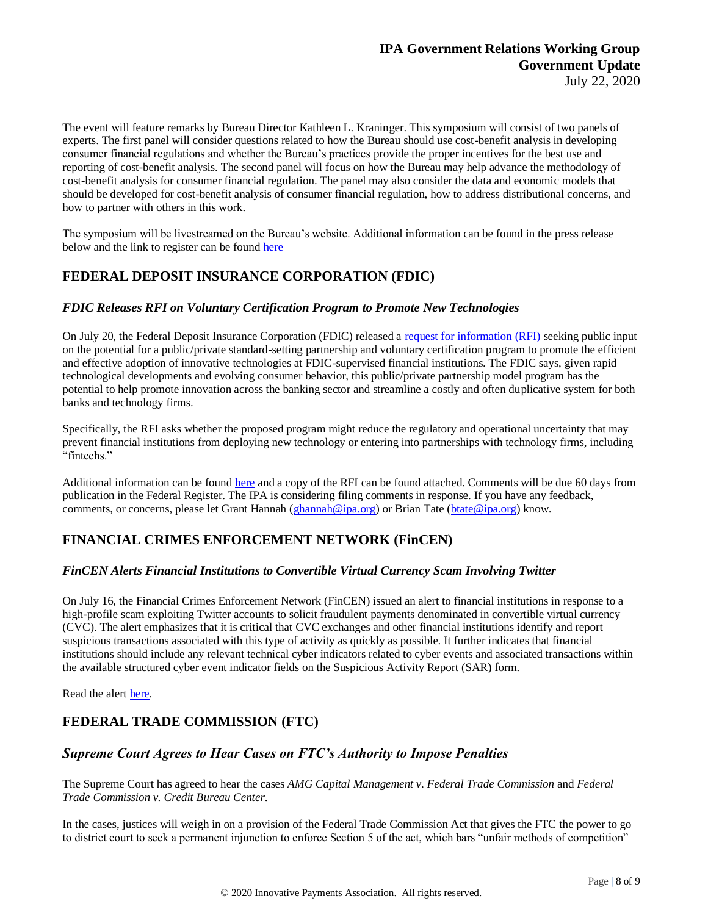The event will feature remarks by Bureau Director Kathleen L. Kraninger. This symposium will consist of two panels of experts. The first panel will consider questions related to how the Bureau should use cost-benefit analysis in developing consumer financial regulations and whether the Bureau's practices provide the proper incentives for the best use and reporting of cost-benefit analysis. The second panel will focus on how the Bureau may help advance the methodology of cost-benefit analysis for consumer financial regulation. The panel may also consider the data and economic models that should be developed for cost-benefit analysis of consumer financial regulation, how to address distributional concerns, and how to partner with others in this work.

The symposium will be livestreamed on the Bureau's website. Additional information can be found in the press release below and the link to register can be found here

## FEDERAL DEPOSIT INSURANCE CORPORATION (FDIC)

### *FDIC Releases RFI on Voluntary Certification Program to Promote New Technologies*

On July 20, the Federal Deposit Insurance Corporation (FDIC) released a request for information (RFI) seeking public input on the potential for a public/private standard-setting partnership and voluntary certification program to promote the efficient and effective adoption of innovative technologies at FDIC-supervised financial institutions. The FDIC says, given rapid technological developments and evolving consumer behavior, this public/private partnership model program has the potential to help promote innovation across the banking sector and streamline a costly and often duplicative system for both banks and technology firms.

Specifically, the RFI asks whether the proposed program might reduce the regulatory and operational uncertainty that may prevent financial institutions from deploying new technology or entering into partnerships with technology firms, including "fintechs."

Additional information can be found here and a copy of the RFI can be found attached. Comments will be due 60 days from publication in the Federal Register. The IPA is considering filing comments in response. If you have any feedback, comments, or concerns, please let Grant Hannah (ghannah@ipa.org) or Brian Tate (btate@ipa.org) know.

## FINANCIAL CRIMES ENFORCEMENT NETWORK (FinCEN)

### *FinCEN Alerts Financial Institutions to Convertible Virtual Currency Scam Involving Twitter*

On July 16, the Financial Crimes Enforcement Network (FinCEN) issued an alert to financial institutions in response to a high-profile scam exploiting Twitter accounts to solicit fraudulent payments denominated in convertible virtual currency (CVC). The alert emphasizes that it is critical that CVC exchanges and other financial institutions identify and report suspicious transactions associated with this type of activity as quickly as possible. It further indicates that financial institutions should include any relevant technical cyber indicators related to cyber events and associated transactions within the available structured cyber event indicator fields on the Suspicious Activity Report (SAR) form.

Read the alert here.

## FEDERAL TRADE COMMISSION (FTC)

### *Supreme Court Agrees to Hear Cases on FTC's Authority to Impose Penalties*

The Supreme Court has agreed to hear the cases *AMG Capital Management v. Federal Trade Commission* and *Federal Trade Commission v. Credit Bureau Center.*

In the cases, justices will weigh in on a provision of the Federal Trade Commission Act that gives the FTC the power to go to district court to seek a permanent injunction to enforce Section 5 of the act, which bars "unfair methods of competition"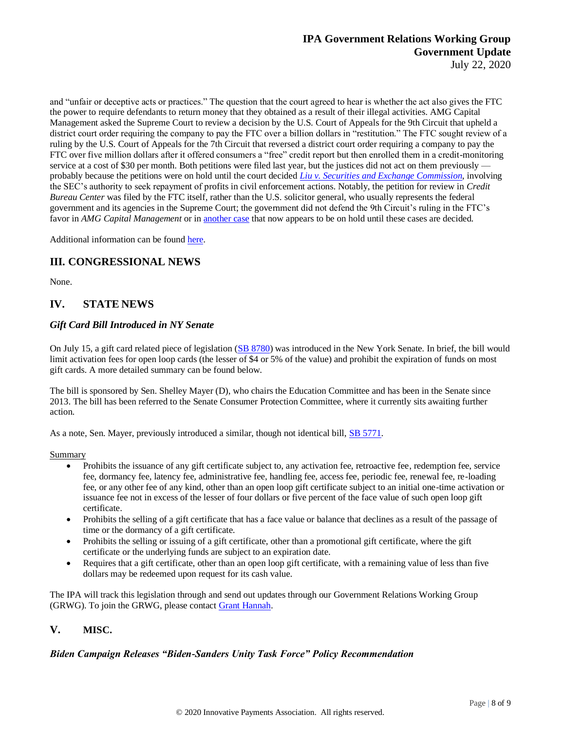and "unfair or deceptive acts or practices." The question that the court agreed to hear is whether the act also gives the FTC the power to require defendants to return money that they obtained as a result of their illegal activities. AMG Capital Management asked the Supreme Court to review a decision by the U.S. Court of Appeals for the 9th Circuit that upheld a district court order requiring the company to pay the FTC over a billion dollars in "restitution." The FTC sought review of a ruling by the U.S. Court of Appeals for the 7th Circuit that reversed a district court order requiring a company to pay the FTC over five million dollars after it offered consumers a "free" credit report but then enrolled them in a credit-monitoring service at a cost of $30 per month. Both petitions were filed last year, but the justices did not act on them previously — probably because the petitions were on hold until the court decided *Liu v. Securities and Exchange Commission*, involving the SEC's authority to seek repayment of profits in civil enforcement actions. Notably, the petition for review in *Credit Bureau Center* was filed by the FTC itself, rather than the U.S. solicitor general, who usually represents the federal government and its agencies in the Supreme Court; the government did not defend the 9th Circuit's ruling in the FTC's favor in *AMG Capital Management* or in another case that now appears to be on hold until these cases are decided.

Additional information can be found here.

## III. CONGRESSIONAL NEWS

None.

## IV. STATE NEWS

### *Gift Card Bill Introduced in NY Senate*

On July 15, a gift card related piece of legislation (SB 8780) was introduced in the New York Senate. In brief, the bill would limit activation fees for open loop cards (the lesser of $4 or 5% of the value) and prohibit the expiration of funds on most gift cards. A more detailed summary can be found below.

The bill is sponsored by Sen. Shelley Mayer (D), who chairs the Education Committee and has been in the Senate since 2013. The bill has been referred to the Senate Consumer Protection Committee, where it currently sits awaiting further action.

As a note, Sen. Mayer, previously introduced a similar, though not identical bill, SB 5771.

Summary

- Prohibits the issuance of any gift certificate subject to, any activation fee, retroactive fee, redemption fee, service fee, dormancy fee, latency fee, administrative fee, handling fee, access fee, periodic fee, renewal fee, re-loading fee, or any other fee of any kind, other than an open loop gift certificate subject to an initial one-time activation or issuance fee not in excess of the lesser of four dollars or five percent of the face value of such open loop gift certificate.
- Prohibits the selling of a gift certificate that has a face value or balance that declines as a result of the passage of time or the dormancy of a gift certificate.
- Prohibits the selling or issuing of a gift certificate, other than a promotional gift certificate, where the gift certificate or the underlying funds are subject to an expiration date.
- Requires that a gift certificate, other than an open loop gift certificate, with a remaining value of less than five dollars may be redeemed upon request for its cash value.

The IPA will track this legislation through and send out updates through our Government Relations Working Group (GRWG). To join the GRWG, please contact Grant Hannah.

## V. MISC.

### *Biden Campaign Releases "Biden-Sanders Unity Task Force" Policy Recommendation*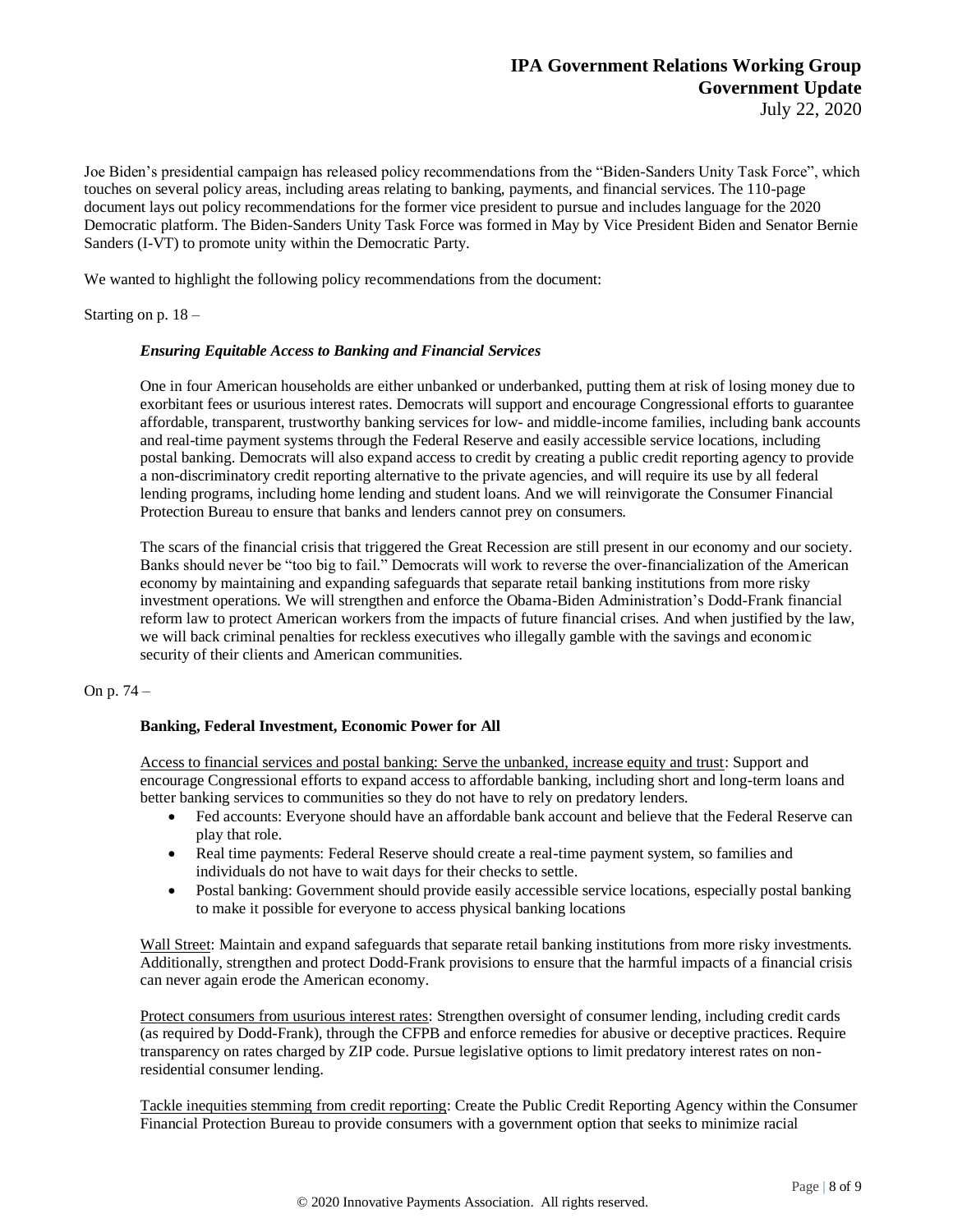Joe Biden's presidential campaign has released policy recommendations from the "Biden-Sanders Unity Task Force", which touches on several policy areas, including areas relating to banking, payments, and financial services. The 110-page document lays out policy recommendations for the former vice president to pursue and includes language for the 2020 Democratic platform. The Biden-Sanders Unity Task Force was formed in May by Vice President Biden and Senator Bernie Sanders (I-VT) to promote unity within the Democratic Party.

We wanted to highlight the following policy recommendations from the document:

Starting on p. 18 –

> ***Ensuring Equitable Access to Banking and Financial Services***
>
> One in four American households are either unbanked or underbanked, putting them at risk of losing money due to exorbitant fees or usurious interest rates. Democrats will support and encourage Congressional efforts to guarantee affordable, transparent, trustworthy banking services for low- and middle-income families, including bank accounts and real-time payment systems through the Federal Reserve and easily accessible service locations, including postal banking. Democrats will also expand access to credit by creating a public credit reporting agency to provide a non-discriminatory credit reporting alternative to the private agencies, and will require its use by all federal lending programs, including home lending and student loans. And we will reinvigorate the Consumer Financial Protection Bureau to ensure that banks and lenders cannot prey on consumers.
>
> The scars of the financial crisis that triggered the Great Recession are still present in our economy and our society. Banks should never be "too big to fail." Democrats will work to reverse the over-financialization of the American economy by maintaining and expanding safeguards that separate retail banking institutions from more risky investment operations. We will strengthen and enforce the Obama-Biden Administration's Dodd-Frank financial reform law to protect American workers from the impacts of future financial crises. And when justified by the law, we will back criminal penalties for reckless executives who illegally gamble with the savings and economic security of their clients and American communities.

On p. 74 –

> **Banking, Federal Investment, Economic Power for All**
>
> Access to financial services and postal banking: Serve the unbanked, increase equity and trust: Support and encourage Congressional efforts to expand access to affordable banking, including short and long-term loans and better banking services to communities so they do not have to rely on predatory lenders.
>
> - Fed accounts: Everyone should have an affordable bank account and believe that the Federal Reserve can play that role.
> - Real time payments: Federal Reserve should create a real-time payment system, so families and individuals do not have to wait days for their checks to settle.
> - Postal banking: Government should provide easily accessible service locations, especially postal banking to make it possible for everyone to access physical banking locations
>
> Wall Street: Maintain and expand safeguards that separate retail banking institutions from more risky investments. Additionally, strengthen and protect Dodd-Frank provisions to ensure that the harmful impacts of a financial crisis can never again erode the American economy.
>
> Protect consumers from usurious interest rates: Strengthen oversight of consumer lending, including credit cards (as required by Dodd-Frank), through the CFPB and enforce remedies for abusive or deceptive practices. Require transparency on rates charged by ZIP code. Pursue legislative options to limit predatory interest rates on non-residential consumer lending.
>
> Tackle inequities stemming from credit reporting: Create the Public Credit Reporting Agency within the Consumer Financial Protection Bureau to provide consumers with a government option that seeks to minimize racial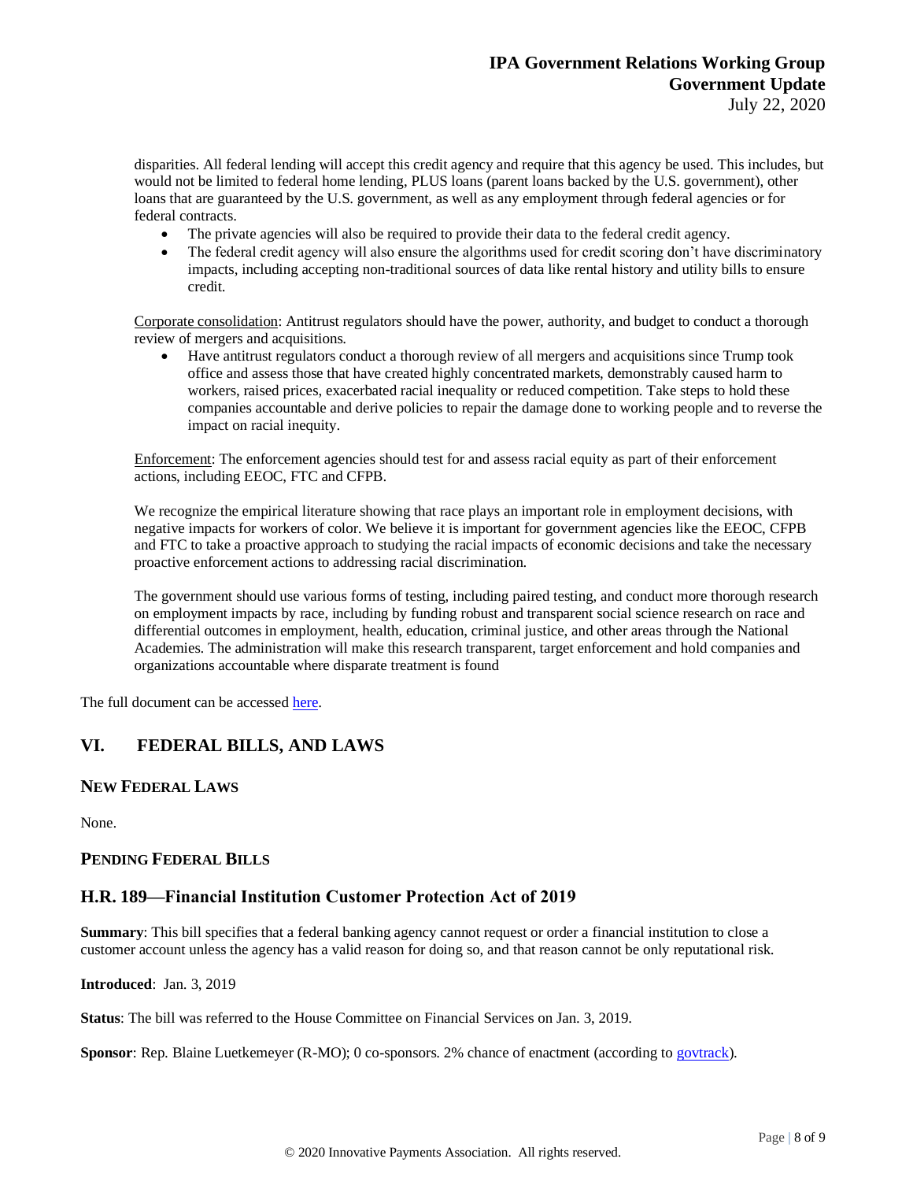disparities. All federal lending will accept this credit agency and require that this agency be used. This includes, but would not be limited to federal home lending, PLUS loans (parent loans backed by the U.S. government), other loans that are guaranteed by the U.S. government, as well as any employment through federal agencies or for federal contracts.

- The private agencies will also be required to provide their data to the federal credit agency.
- The federal credit agency will also ensure the algorithms used for credit scoring don't have discriminatory impacts, including accepting non-traditional sources of data like rental history and utility bills to ensure credit.

Corporate consolidation: Antitrust regulators should have the power, authority, and budget to conduct a thorough review of mergers and acquisitions.

- Have antitrust regulators conduct a thorough review of all mergers and acquisitions since Trump took office and assess those that have created highly concentrated markets, demonstrably caused harm to workers, raised prices, exacerbated racial inequality or reduced competition. Take steps to hold these companies accountable and derive policies to repair the damage done to working people and to reverse the impact on racial inequity.

Enforcement: The enforcement agencies should test for and assess racial equity as part of their enforcement actions, including EEOC, FTC and CFPB.

We recognize the empirical literature showing that race plays an important role in employment decisions, with negative impacts for workers of color. We believe it is important for government agencies like the EEOC, CFPB and FTC to take a proactive approach to studying the racial impacts of economic decisions and take the necessary proactive enforcement actions to addressing racial discrimination.

The government should use various forms of testing, including paired testing, and conduct more thorough research on employment impacts by race, including by funding robust and transparent social science research on race and differential outcomes in employment, health, education, criminal justice, and other areas through the National Academies. The administration will make this research transparent, target enforcement and hold companies and organizations accountable where disparate treatment is found

The full document can be accessed here.

## VI. FEDERAL BILLS, AND LAWS

### NEW FEDERAL LAWS

None.

### PENDING FEDERAL BILLS

### H.R. 189—Financial Institution Customer Protection Act of 2019

**Summary**: This bill specifies that a federal banking agency cannot request or order a financial institution to close a customer account unless the agency has a valid reason for doing so, and that reason cannot be only reputational risk.

**Introduced**: Jan. 3, 2019

**Status**: The bill was referred to the House Committee on Financial Services on Jan. 3, 2019.

**Sponsor**: Rep. Blaine Luetkemeyer (R-MO); 0 co-sponsors. 2% chance of enactment (according to govtrack).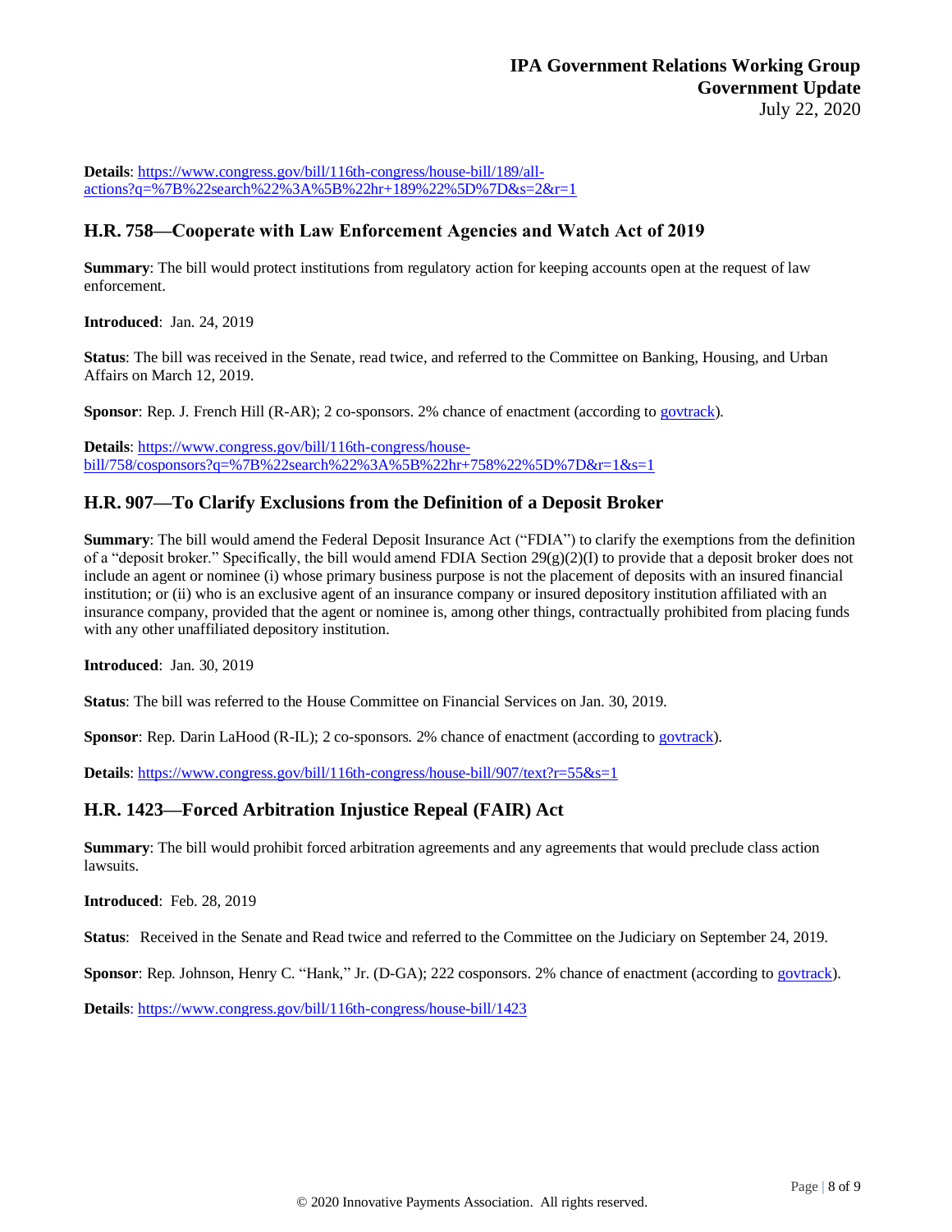**Details**: https://www.congress.gov/bill/116th-congress/house-bill/189/all-actions?q=%7B%22search%22%3A%5B%22hr+189%22%5D%7D&s=2&r=1

## H.R. 758—Cooperate with Law Enforcement Agencies and Watch Act of 2019

**Summary**: The bill would protect institutions from regulatory action for keeping accounts open at the request of law enforcement.

**Introduced**: Jan. 24, 2019

**Status**: The bill was received in the Senate, read twice, and referred to the Committee on Banking, Housing, and Urban Affairs on March 12, 2019.

**Sponsor**: Rep. J. French Hill (R-AR); 2 co-sponsors. 2% chance of enactment (according to govtrack).

**Details**: https://www.congress.gov/bill/116th-congress/house-bill/758/cosponsors?q=%7B%22search%22%3A%5B%22hr+758%22%5D%7D&r=1&s=1

## H.R. 907—To Clarify Exclusions from the Definition of a Deposit Broker

**Summary**: The bill would amend the Federal Deposit Insurance Act ("FDIA") to clarify the exemptions from the definition of a "deposit broker." Specifically, the bill would amend FDIA Section 29(g)(2)(I) to provide that a deposit broker does not include an agent or nominee (i) whose primary business purpose is not the placement of deposits with an insured financial institution; or (ii) who is an exclusive agent of an insurance company or insured depository institution affiliated with an insurance company, provided that the agent or nominee is, among other things, contractually prohibited from placing funds with any other unaffiliated depository institution.

**Introduced**: Jan. 30, 2019

**Status**: The bill was referred to the House Committee on Financial Services on Jan. 30, 2019.

**Sponsor**: Rep. Darin LaHood (R-IL); 2 co-sponsors. 2% chance of enactment (according to govtrack).

**Details**: https://www.congress.gov/bill/116th-congress/house-bill/907/text?r=55&s=1

## H.R. 1423—Forced Arbitration Injustice Repeal (FAIR) Act

**Summary**: The bill would prohibit forced arbitration agreements and any agreements that would preclude class action lawsuits.

**Introduced**: Feb. 28, 2019

**Status**: Received in the Senate and Read twice and referred to the Committee on the Judiciary on September 24, 2019.

**Sponsor**: Rep. Johnson, Henry C. "Hank," Jr. (D-GA); 222 cosponsors. 2% chance of enactment (according to govtrack).

**Details**: https://www.congress.gov/bill/116th-congress/house-bill/1423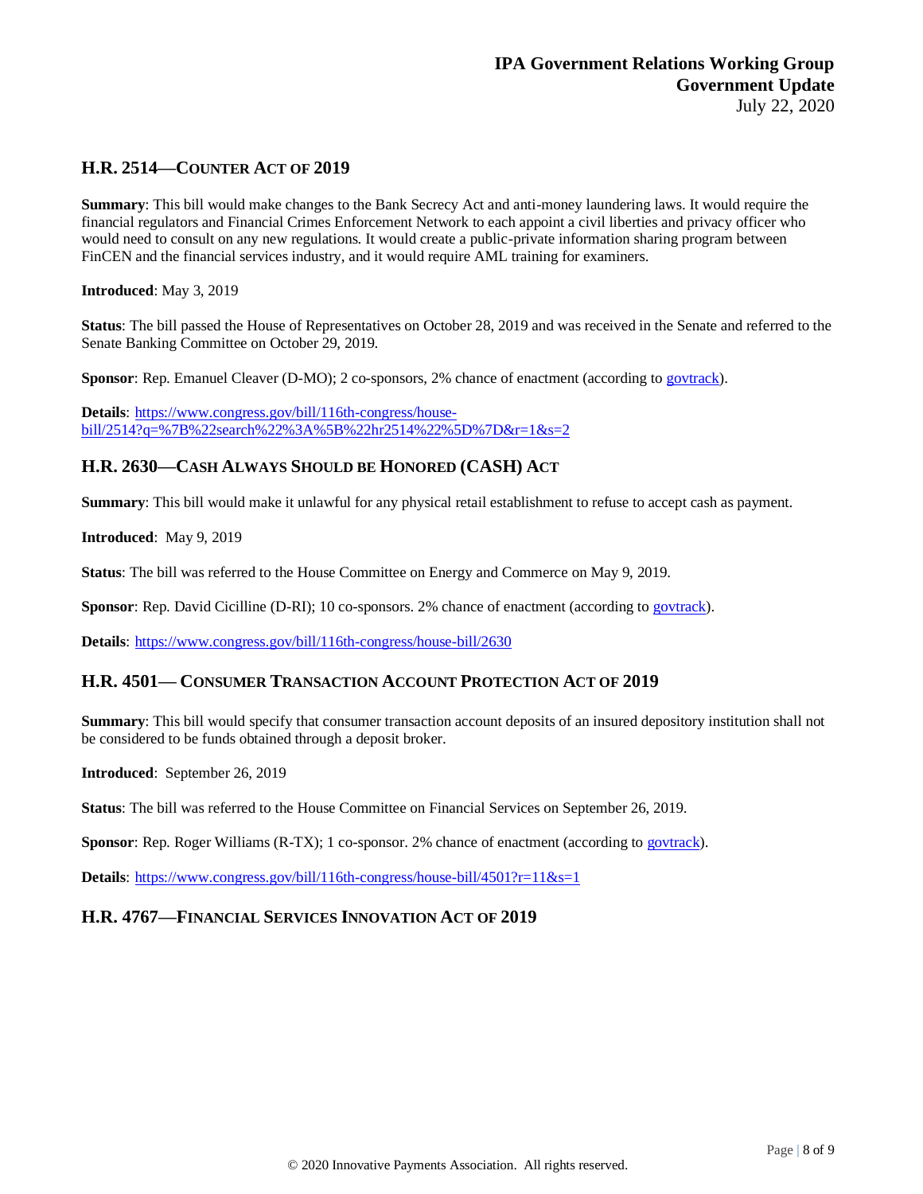## H.R. 2514—COUNTER ACT OF 2019

**Summary**: This bill would make changes to the Bank Secrecy Act and anti-money laundering laws. It would require the financial regulators and Financial Crimes Enforcement Network to each appoint a civil liberties and privacy officer who would need to consult on any new regulations. It would create a public-private information sharing program between FinCEN and the financial services industry, and it would require AML training for examiners.

**Introduced**: May 3, 2019

**Status**: The bill passed the House of Representatives on October 28, 2019 and was received in the Senate and referred to the Senate Banking Committee on October 29, 2019.

**Sponsor**: Rep. Emanuel Cleaver (D-MO); 2 co-sponsors, 2% chance of enactment (according to govtrack).

**Details**: https://www.congress.gov/bill/116th-congress/house-bill/2514?q=%7B%22search%22%3A%5B%22hr2514%22%5D%7D&r=1&s=2

## H.R. 2630—CASH ALWAYS SHOULD BE HONORED (CASH) ACT

**Summary**: This bill would make it unlawful for any physical retail establishment to refuse to accept cash as payment.

**Introduced**: May 9, 2019

**Status**: The bill was referred to the House Committee on Energy and Commerce on May 9, 2019.

**Sponsor**: Rep. David Cicilline (D-RI); 10 co-sponsors. 2% chance of enactment (according to govtrack).

**Details**: https://www.congress.gov/bill/116th-congress/house-bill/2630

## H.R. 4501— CONSUMER TRANSACTION ACCOUNT PROTECTION ACT OF 2019

**Summary**: This bill would specify that consumer transaction account deposits of an insured depository institution shall not be considered to be funds obtained through a deposit broker.

**Introduced**: September 26, 2019

**Status**: The bill was referred to the House Committee on Financial Services on September 26, 2019.

**Sponsor**: Rep. Roger Williams (R-TX); 1 co-sponsor. 2% chance of enactment (according to govtrack).

**Details**: https://www.congress.gov/bill/116th-congress/house-bill/4501?r=11&s=1

## H.R. 4767—FINANCIAL SERVICES INNOVATION ACT OF 2019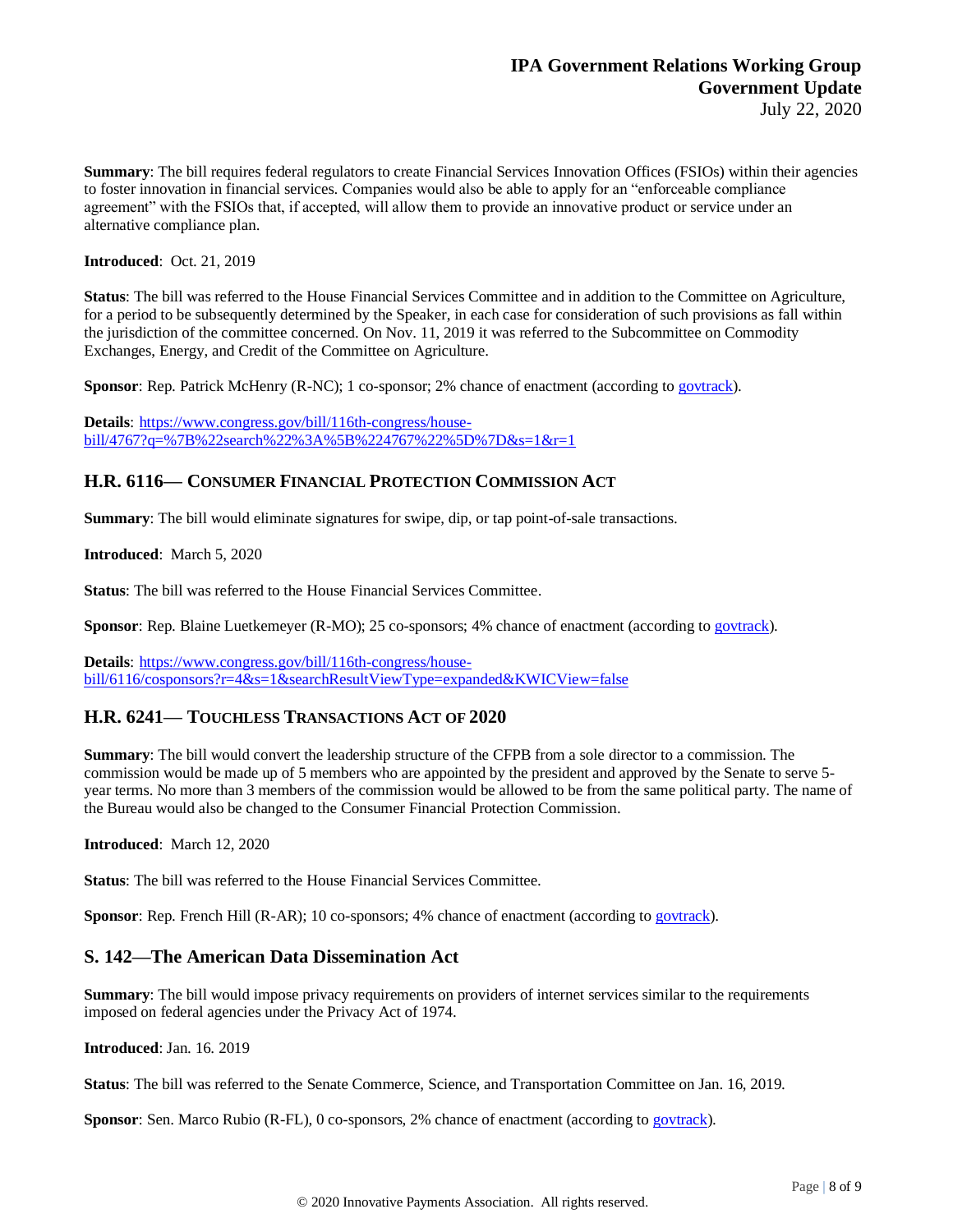**Summary**: The bill requires federal regulators to create Financial Services Innovation Offices (FSIOs) within their agencies to foster innovation in financial services. Companies would also be able to apply for an "enforceable compliance agreement" with the FSIOs that, if accepted, will allow them to provide an innovative product or service under an alternative compliance plan.

**Introduced**: Oct. 21, 2019

**Status**: The bill was referred to the House Financial Services Committee and in addition to the Committee on Agriculture, for a period to be subsequently determined by the Speaker, in each case for consideration of such provisions as fall within the jurisdiction of the committee concerned. On Nov. 11, 2019 it was referred to the Subcommittee on Commodity Exchanges, Energy, and Credit of the Committee on Agriculture.

**Sponsor**: Rep. Patrick McHenry (R-NC); 1 co-sponsor; 2% chance of enactment (according to govtrack).

**Details**: https://www.congress.gov/bill/116th-congress/house-bill/4767?q=%7B%22search%22%3A%5B%224767%22%5D%7D&s=1&r=1

## H.R. 6116— Consumer Financial Protection Commission Act

**Summary**: The bill would eliminate signatures for swipe, dip, or tap point-of-sale transactions.

**Introduced**: March 5, 2020

**Status**: The bill was referred to the House Financial Services Committee.

**Sponsor**: Rep. Blaine Luetkemeyer (R-MO); 25 co-sponsors; 4% chance of enactment (according to govtrack).

**Details**: https://www.congress.gov/bill/116th-congress/house-bill/6116/cosponsors?r=4&s=1&searchResultViewType=expanded&KWICView=false

## H.R. 6241— Touchless Transactions Act of 2020

**Summary**: The bill would convert the leadership structure of the CFPB from a sole director to a commission. The commission would be made up of 5 members who are appointed by the president and approved by the Senate to serve 5-year terms. No more than 3 members of the commission would be allowed to be from the same political party. The name of the Bureau would also be changed to the Consumer Financial Protection Commission.

**Introduced**: March 12, 2020

**Status**: The bill was referred to the House Financial Services Committee.

**Sponsor**: Rep. French Hill (R-AR); 10 co-sponsors; 4% chance of enactment (according to govtrack).

## S. 142—The American Data Dissemination Act

**Summary**: The bill would impose privacy requirements on providers of internet services similar to the requirements imposed on federal agencies under the Privacy Act of 1974.

**Introduced**: Jan. 16. 2019

**Status**: The bill was referred to the Senate Commerce, Science, and Transportation Committee on Jan. 16, 2019.

**Sponsor**: Sen. Marco Rubio (R-FL), 0 co-sponsors, 2% chance of enactment (according to govtrack).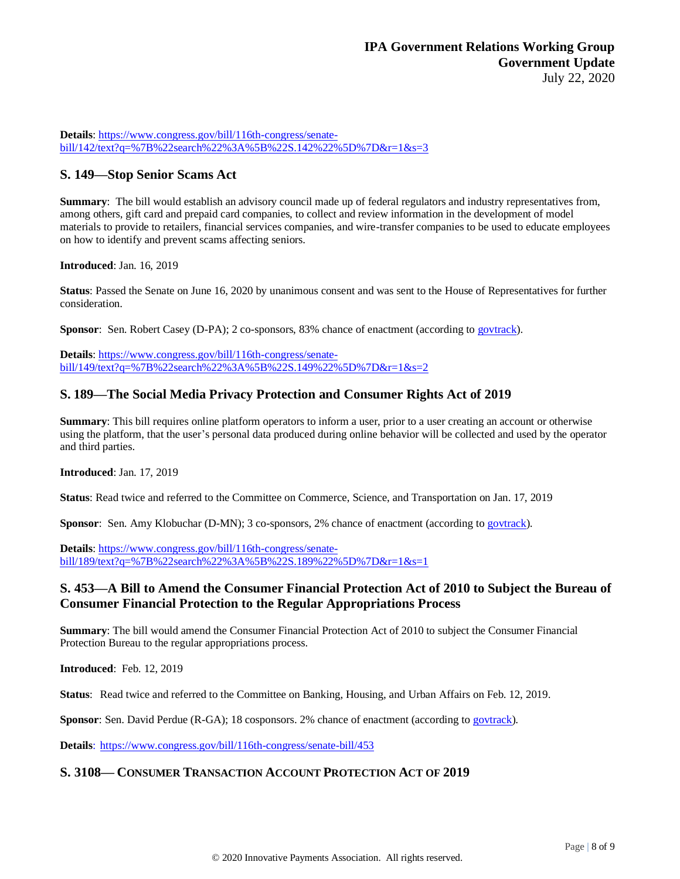**Details**: https://www.congress.gov/bill/116th-congress/senate-bill/142/text?q=%7B%22search%22%3A%5B%22S.142%22%5D%7D&r=1&s=3

## S. 149—Stop Senior Scams Act

**Summary**: The bill would establish an advisory council made up of federal regulators and industry representatives from, among others, gift card and prepaid card companies, to collect and review information in the development of model materials to provide to retailers, financial services companies, and wire-transfer companies to be used to educate employees on how to identify and prevent scams affecting seniors.

**Introduced**: Jan. 16, 2019

**Status**: Passed the Senate on June 16, 2020 by unanimous consent and was sent to the House of Representatives for further consideration.

**Sponsor**: Sen. Robert Casey (D-PA); 2 co-sponsors, 83% chance of enactment (according to govtrack).

**Details**: https://www.congress.gov/bill/116th-congress/senate-bill/149/text?q=%7B%22search%22%3A%5B%22S.149%22%5D%7D&r=1&s=2

## S. 189—The Social Media Privacy Protection and Consumer Rights Act of 2019

**Summary**: This bill requires online platform operators to inform a user, prior to a user creating an account or otherwise using the platform, that the user's personal data produced during online behavior will be collected and used by the operator and third parties.

**Introduced**: Jan. 17, 2019

**Status**: Read twice and referred to the Committee on Commerce, Science, and Transportation on Jan. 17, 2019

**Sponsor**: Sen. Amy Klobuchar (D-MN); 3 co-sponsors, 2% chance of enactment (according to govtrack).

**Details**: https://www.congress.gov/bill/116th-congress/senate-bill/189/text?q=%7B%22search%22%3A%5B%22S.189%22%5D%7D&r=1&s=1

## S. 453—A Bill to Amend the Consumer Financial Protection Act of 2010 to Subject the Bureau of Consumer Financial Protection to the Regular Appropriations Process

**Summary**: The bill would amend the Consumer Financial Protection Act of 2010 to subject the Consumer Financial Protection Bureau to the regular appropriations process.

**Introduced**: Feb. 12, 2019

**Status**: Read twice and referred to the Committee on Banking, Housing, and Urban Affairs on Feb. 12, 2019.

**Sponsor**: Sen. David Perdue (R-GA); 18 cosponsors. 2% chance of enactment (according to govtrack).

**Details**: https://www.congress.gov/bill/116th-congress/senate-bill/453

## S. 3108— CONSUMER TRANSACTION ACCOUNT PROTECTION ACT OF 2019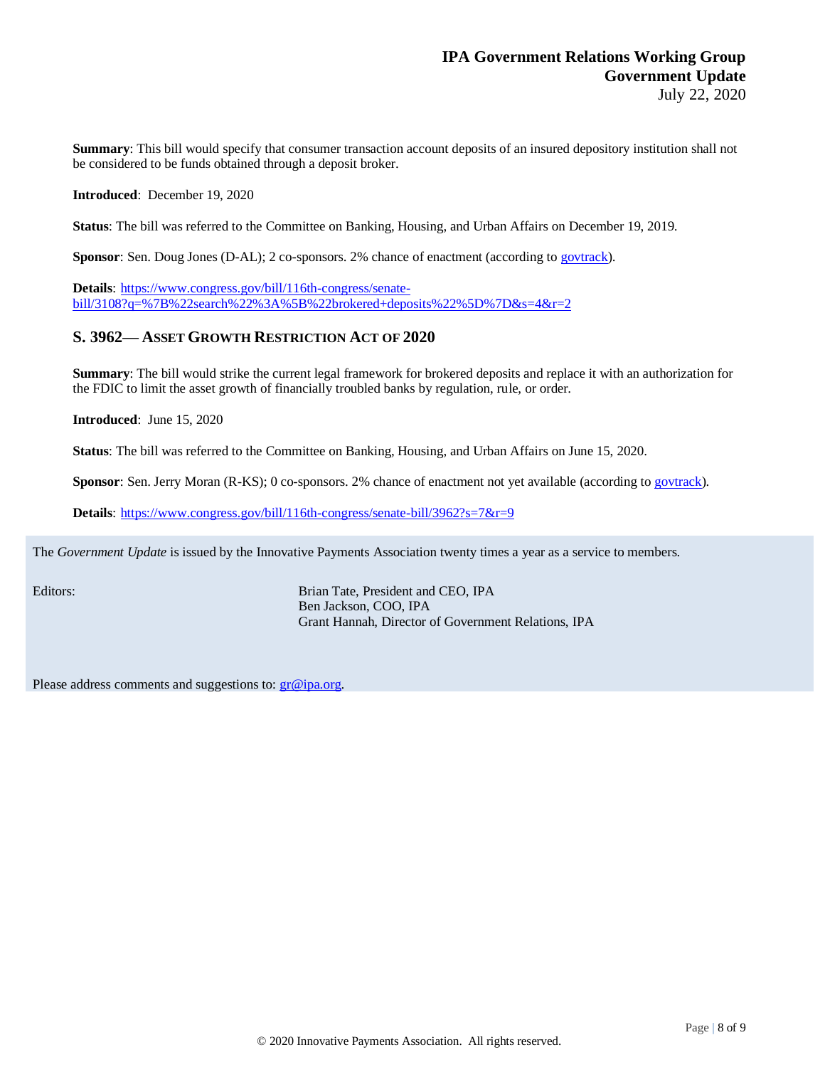**Summary**: This bill would specify that consumer transaction account deposits of an insured depository institution shall not be considered to be funds obtained through a deposit broker.

**Introduced**: December 19, 2020

**Status**: The bill was referred to the Committee on Banking, Housing, and Urban Affairs on December 19, 2019.

**Sponsor**: Sen. Doug Jones (D-AL); 2 co-sponsors. 2% chance of enactment (according to [govtrack](govtrack)).

**Details**: [https://www.congress.gov/bill/116th-congress/senate-bill/3108?q=%7B%22search%22%3A%5B%22brokered+deposits%22%5D%7D&s=4&r=2](https://www.congress.gov/bill/116th-congress/senate-bill/3108?q=%7B%22search%22%3A%5B%22brokered+deposits%22%5D%7D&s=4&r=2)

### S. 3962— ASSET GROWTH RESTRICTION ACT OF 2020

**Summary**: The bill would strike the current legal framework for brokered deposits and replace it with an authorization for the FDIC to limit the asset growth of financially troubled banks by regulation, rule, or order.

**Introduced**: June 15, 2020

**Status**: The bill was referred to the Committee on Banking, Housing, and Urban Affairs on June 15, 2020.

**Sponsor**: Sen. Jerry Moran (R-KS); 0 co-sponsors. 2% chance of enactment not yet available (according to [govtrack](govtrack)).

**Details**: [https://www.congress.gov/bill/116th-congress/senate-bill/3962?s=7&r=9](https://www.congress.gov/bill/116th-congress/senate-bill/3962?s=7&r=9)

The *Government Update* is issued by the Innovative Payments Association twenty times a year as a service to members.

Editors:

Brian Tate, President and CEO, IPA
Ben Jackson, COO, IPA
Grant Hannah, Director of Government Relations, IPA

Please address comments and suggestions to: [gr@ipa.org](mailto:gr@ipa.org).

© 2020 Innovative Payments Association. All rights reserved.